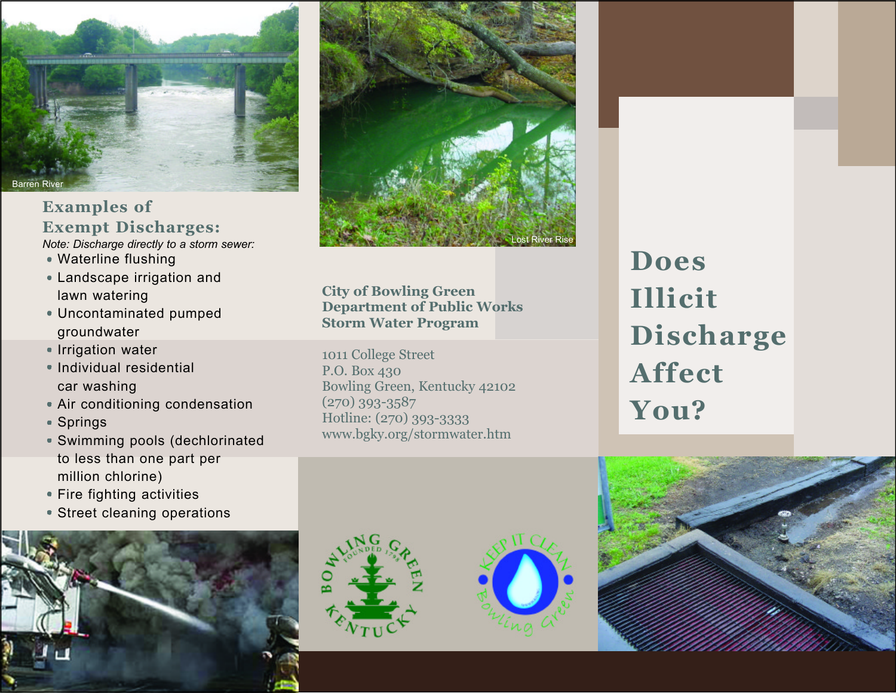Barren River

## Examples of Exempt Discharges:

*Note: Discharge directly to a storm sewer:*

- Waterline flushing
- Landscape irrigation and lawn watering
- Uncontaminated pumped groundwater
- Irrigation water
- Individual residential car washing
- Air conditioning condensation
- Springs
- Swimming pools (dechlorinated to less than one part per million chlorine)
- Fire fighting activities
- Street cleaning operations

Lost River Rise

**City of Bowling Green**
**Department of Public Works**
**Storm Water Program**

1011 College Street
P.O. Box 430
Bowling Green, Kentucky 42102
(270) 393-3587
Hotline: (270) 393-3333
www.bgky.org/stormwater.htm

Bowling Green Kentucky Founded 1798

Keep It Clean Bowling Green

# Does Illicit Discharge Affect You?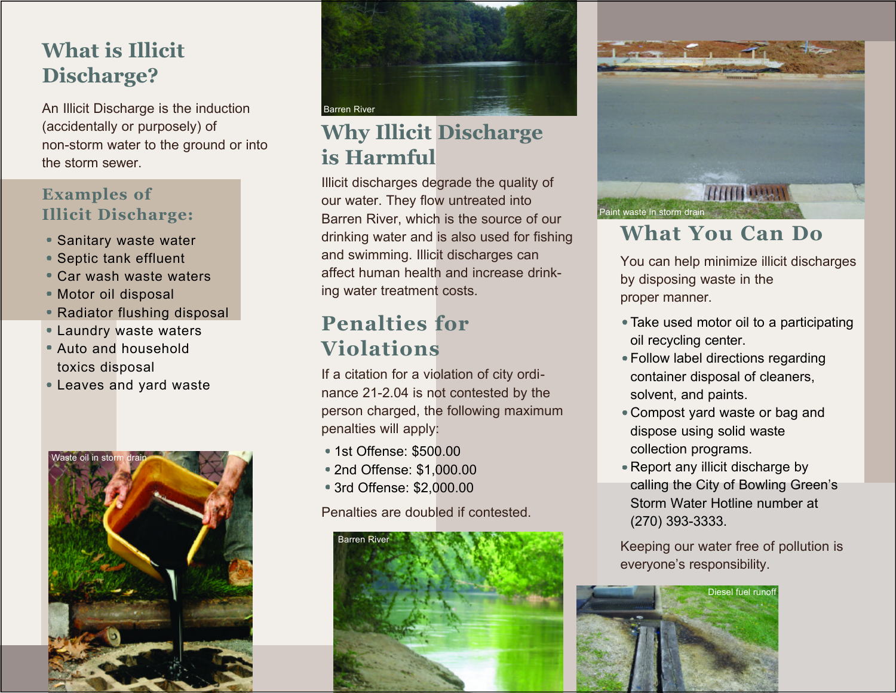## What is Illicit Discharge?

An Illicit Discharge is the induction (accidentally or purposely) of non-storm water to the ground or into the storm sewer.

### Examples of Illicit Discharge:

- Sanitary waste water
- Septic tank effluent
- Car wash waste waters
- Motor oil disposal
- Radiator flushing disposal
- Laundry waste waters
- Auto and household toxics disposal
- Leaves and yard waste

Waste oil in storm drain

Barren River

## Why Illicit Discharge is Harmful

Illicit discharges degrade the quality of our water. They flow untreated into Barren River, which is the source of our drinking water and is also used for fishing and swimming. Illicit discharges can affect human health and increase drinking water treatment costs.

## Penalties for Violations

If a citation for a violation of city ordinance 21-2.04 is not contested by the person charged, the following maximum penalties will apply:

- 1st Offense: $500.00
- 2nd Offense: $1,000.00
- 3rd Offense: $2,000.00

Penalties are doubled if contested.

Barren River

Paint waste in storm drain

## What You Can Do

You can help minimize illicit discharges by disposing waste in the proper manner.

- Take used motor oil to a participating oil recycling center.
- Follow label directions regarding container disposal of cleaners, solvent, and paints.
- Compost yard waste or bag and dispose using solid waste collection programs.
- Report any illicit discharge by calling the City of Bowling Green's Storm Water Hotline number at (270) 393-3333.

Keeping our water free of pollution is everyone's responsibility.

Diesel fuel runoff